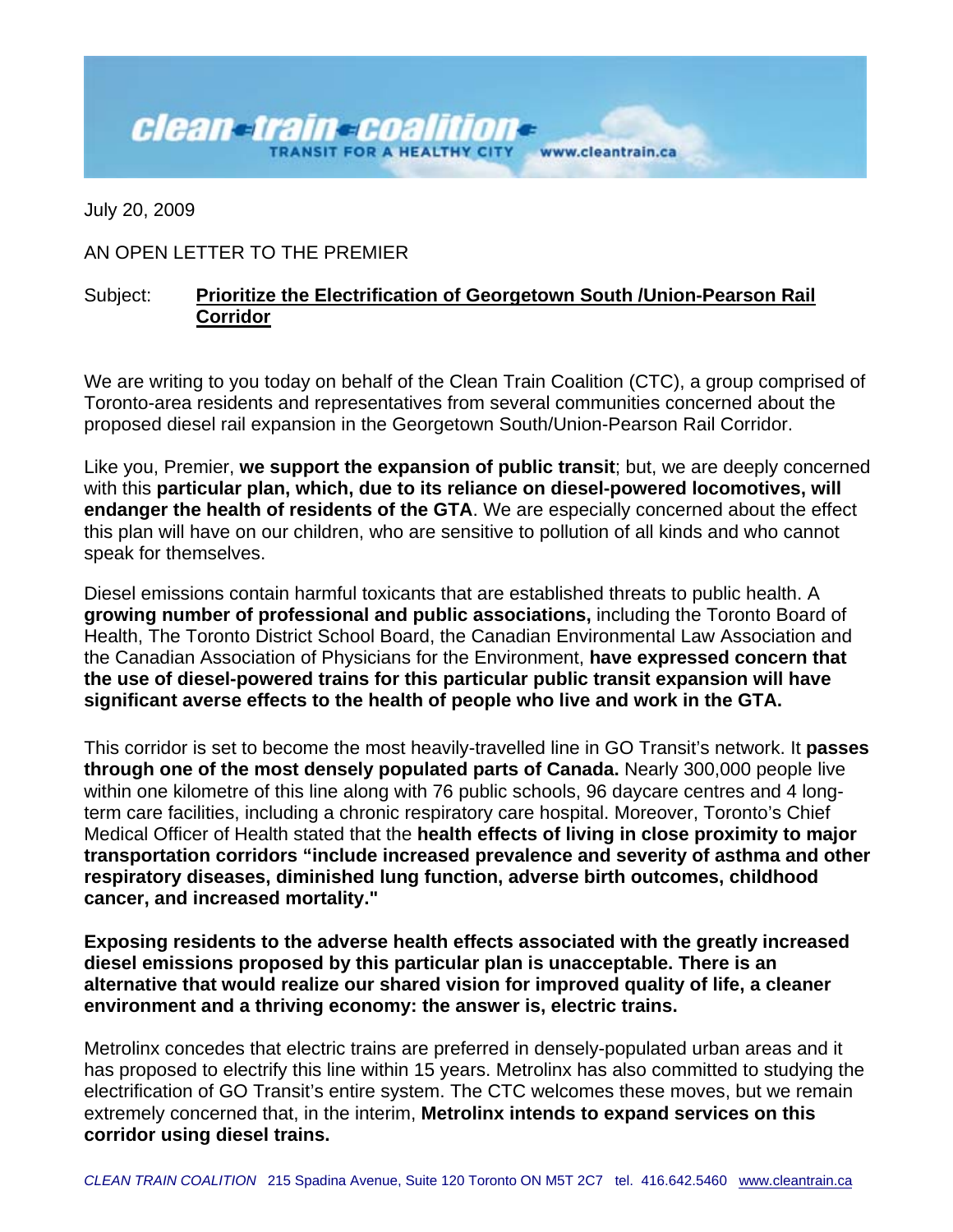**clean train coalition**
TRANSIT FOR A HEALTHY CITY www.cleantrain.ca

July 20, 2009

AN OPEN LETTER TO THE PREMIER

Subject: **Prioritize the Electrification of Georgetown South /Union-Pearson Rail Corridor**

We are writing to you today on behalf of the Clean Train Coalition (CTC), a group comprised of Toronto-area residents and representatives from several communities concerned about the proposed diesel rail expansion in the Georgetown South/Union-Pearson Rail Corridor.

Like you, Premier, **we support the expansion of public transit**; but, we are deeply concerned with this **particular plan, which, due to its reliance on diesel-powered locomotives, will endanger the health of residents of the GTA**. We are especially concerned about the effect this plan will have on our children, who are sensitive to pollution of all kinds and who cannot speak for themselves.

Diesel emissions contain harmful toxicants that are established threats to public health. A **growing number of professional and public associations,** including the Toronto Board of Health, The Toronto District School Board, the Canadian Environmental Law Association and the Canadian Association of Physicians for the Environment, **have expressed concern that the use of diesel-powered trains for this particular public transit expansion will have significant averse effects to the health of people who live and work in the GTA.**

This corridor is set to become the most heavily-travelled line in GO Transit's network. It **passes through one of the most densely populated parts of Canada.** Nearly 300,000 people live within one kilometre of this line along with 76 public schools, 96 daycare centres and 4 long-term care facilities, including a chronic respiratory care hospital. Moreover, Toronto's Chief Medical Officer of Health stated that the **health effects of living in close proximity to major transportation corridors "include increased prevalence and severity of asthma and other respiratory diseases, diminished lung function, adverse birth outcomes, childhood cancer, and increased mortality."**

**Exposing residents to the adverse health effects associated with the greatly increased diesel emissions proposed by this particular plan is unacceptable. There is an alternative that would realize our shared vision for improved quality of life, a cleaner environment and a thriving economy: the answer is, electric trains.**

Metrolinx concedes that electric trains are preferred in densely-populated urban areas and it has proposed to electrify this line within 15 years. Metrolinx has also committed to studying the electrification of GO Transit's entire system. The CTC welcomes these moves, but we remain extremely concerned that, in the interim, **Metrolinx intends to expand services on this corridor using diesel trains.**

*CLEAN TRAIN COALITION* 215 Spadina Avenue, Suite 120 Toronto ON M5T 2C7 tel. 416.642.5460 www.cleantrain.ca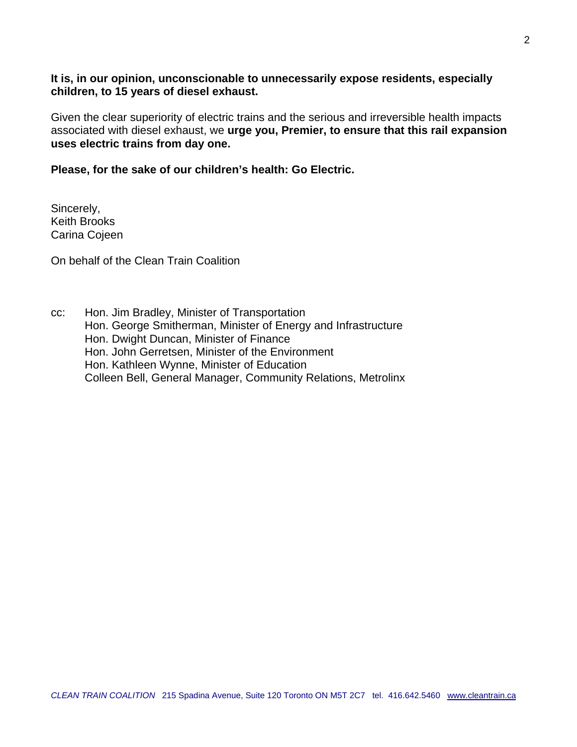**It is, in our opinion, unconscionable to unnecessarily expose residents, especially children, to 15 years of diesel exhaust.**

Given the clear superiority of electric trains and the serious and irreversible health impacts associated with diesel exhaust, we **urge you, Premier, to ensure that this rail expansion uses electric trains from day one.**

**Please, for the sake of our children's health: Go Electric.**

Sincerely,
Keith Brooks
Carina Cojeen

On behalf of the Clean Train Coalition

cc: Hon. Jim Bradley, Minister of Transportation
Hon. George Smitherman, Minister of Energy and Infrastructure
Hon. Dwight Duncan, Minister of Finance
Hon. John Gerretsen, Minister of the Environment
Hon. Kathleen Wynne, Minister of Education
Colleen Bell, General Manager, Community Relations, Metrolinx

*CLEAN TRAIN COALITION* 215 Spadina Avenue, Suite 120 Toronto ON M5T 2C7 tel. 416.642.5460 www.cleantrain.ca